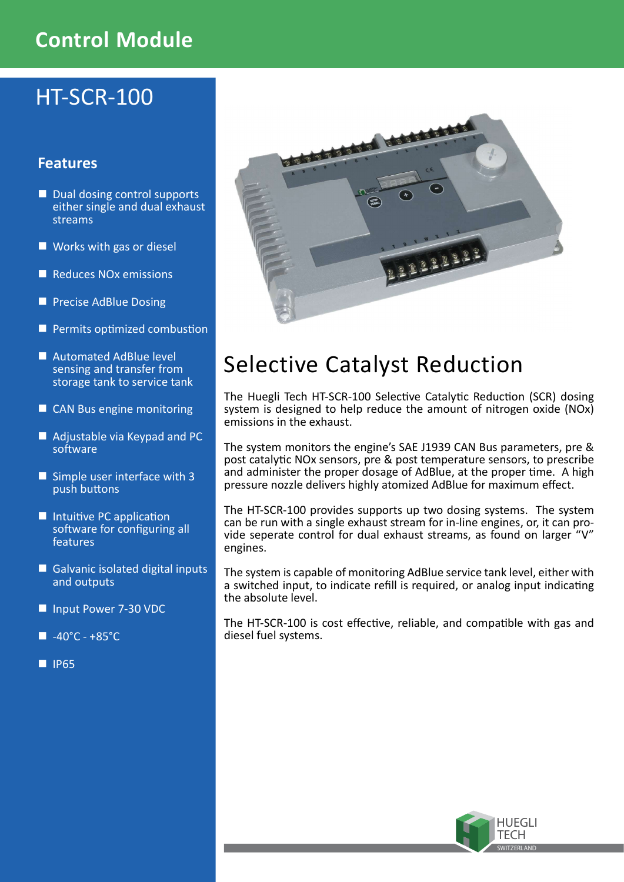# Control Module

## HT-SCR-100

### Features

- Dual dosing control supports either single and dual exhaust streams
- Works with gas or diesel
- Reduces NOx emissions
- Precise AdBlue Dosing
- Permits optimized combustion
- Automated AdBlue level sensing and transfer from storage tank to service tank
- CAN Bus engine monitoring
- Adjustable via Keypad and PC software
- Simple user interface with 3 push buttons
- Intuitive PC application software for configuring all features
- Galvanic isolated digital inputs and outputs
- Input Power 7-30 VDC
- -40°C - +85°C
- IP65

## Selective Catalyst Reduction

The Huegli Tech HT-SCR-100 Selective Catalytic Reduction (SCR) dosing system is designed to help reduce the amount of nitrogen oxide (NOx) emissions in the exhaust.

The system monitors the engine's SAE J1939 CAN Bus parameters, pre & post catalytic NOx sensors, pre & post temperature sensors, to prescribe and administer the proper dosage of AdBlue, at the proper time. A high pressure nozzle delivers highly atomized AdBlue for maximum effect.

The HT-SCR-100 provides supports up two dosing systems. The system can be run with a single exhaust stream for in-line engines, or, it can provide seperate control for dual exhaust streams, as found on larger "V" engines.

The system is capable of monitoring AdBlue service tank level, either with a switched input, to indicate refill is required, or analog input indicating the absolute level.

The HT-SCR-100 is cost effective, reliable, and compatible with gas and diesel fuel systems.

HUEGLI TECH SWITZERLAND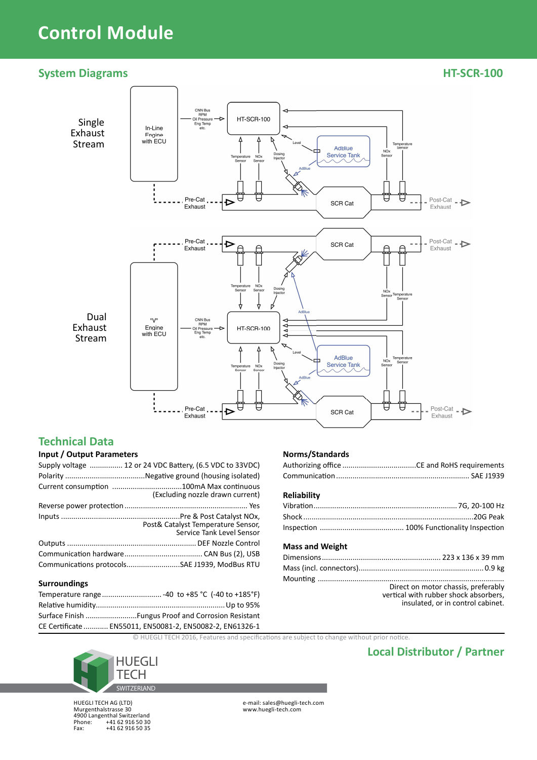# Control Module

## System Diagrams

**HT-SCR-100**

Single Exhaust Stream

In-Line Engine with ECU

CNN Bus
RPM
Oil Pressure
Eng Temp
etc.

HT-SCR-100

Temperature Sensor
NOx Sensor
Dosing Injector
Level
AdBlue Service Tank
AdBlue
NOx Sensor
Temperature Sensor
Pre-Cat Exhaust
SCR Cat
Post-Cat Exhaust

Dual Exhaust Stream

"V" Engine with ECU

Pre-Cat Exhaust
SCR Cat
Post-Cat Exhaust
Temperature Sensor
NOx Sensor
Dosing Injector
AdBlue
NOx Sensor
Temperature Sensor
CNN Bus
RPM
Oil Pressure
Eng Temp
etc.
HT-SCR-100
Level
AdBlue Service Tank
Temperature Sensor
NOx Sensor
Dosing Injector
AdBlue
NOx Sensor
Temperature Sensor
Pre-Cat Exhaust
SCR Cat
Post-Cat Exhaust

## Technical Data

### Input / Output Parameters

| | |
|---|---|
| Supply voltage | 12 or 24 VDC Battery, (6.5 VDC to 33VDC) |
| Polarity | Negative ground (housing isolated) |
| Current consumption | 100mA Max continuous (Excluding nozzle drawn current) |
| Reverse power protection | Yes |
| Inputs | Pre & Post Catalyst NOx, Post& Catalyst Temperature Sensor, Service Tank Level Sensor |
| Outputs | DEF Nozzle Control |
| Communication hardware | CAN Bus (2), USB |
| Communications protocols | SAE J1939, ModBus RTU |

### Surroundings

| | |
|---|---|
| Temperature range | -40 to +85 °C (-40 to +185°F) |
| Relative humidity | Up to 95% |
| Surface Finish | Fungus Proof and Corrosion Resistant |
| CE Certificate | EN55011, EN50081-2, EN50082-2, EN61326-1 |

### Norms/Standards

| | |
|---|---|
| Authorizing office | CE and RoHS requirements |
| Communication | SAE J1939 |

### Reliability

| | |
|---|---|
| Vibration | 7G, 20-100 Hz |
| Shock | 20G Peak |
| Inspection | 100% Functionality Inspection |

### Mass and Weight

| | |
|---|---|
| Dimensions | 223 x 136 x 39 mm |
| Mass (incl. connectors) | 0.9 kg |
| Mounting | Direct on motor chassis, preferably vertical with rubber shock absorbers, insulated, or in control cabinet. |

© HUEGLI TECH 2016, Features and specifications are subject to change without prior notice.

## Local Distributor / Partner

HUEGLI TECH
SWITZERLAND

HUEGLI TECH AG (LTD)
Murgenthalstrasse 30
4900 Langenthal Switzerland
Phone: +41 62 916 50 30
Fax: +41 62 916 50 35

e-mail: sales@huegli-tech.com
www.huegli-tech.com